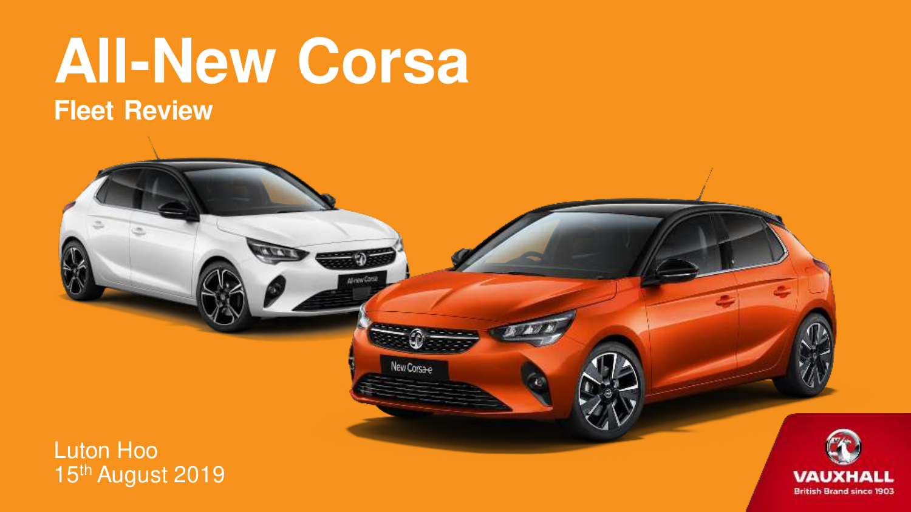# All-New Corsa

## Fleet Review

Luton Hoo
15th August 2019

VAUXHALL
British Brand since 1903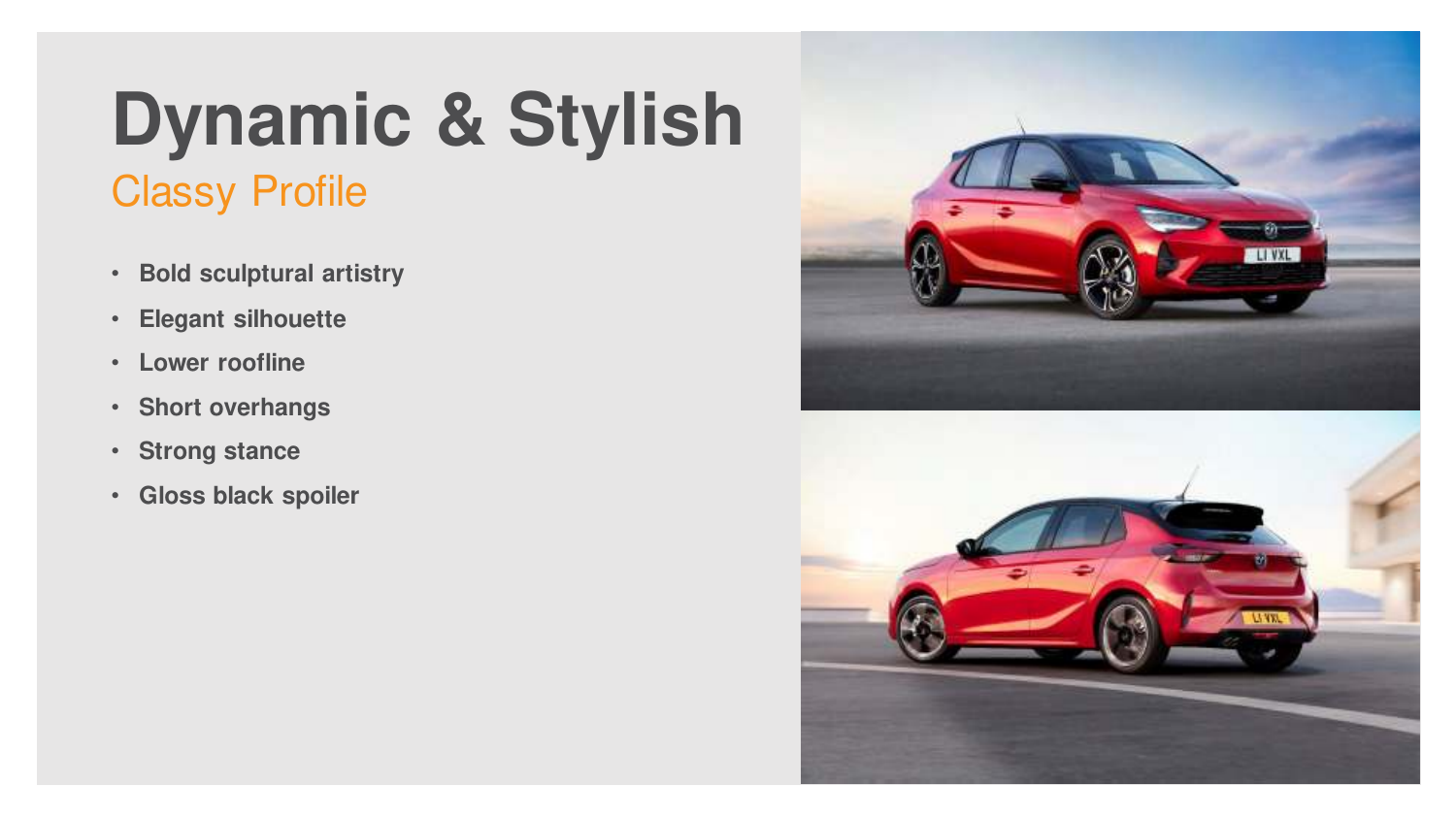# Dynamic & Stylish

## Classy Profile

- **Bold sculptural artistry**
- **Elegant silhouette**
- **Lower roofline**
- **Short overhangs**
- **Strong stance**
- **Gloss black spoiler**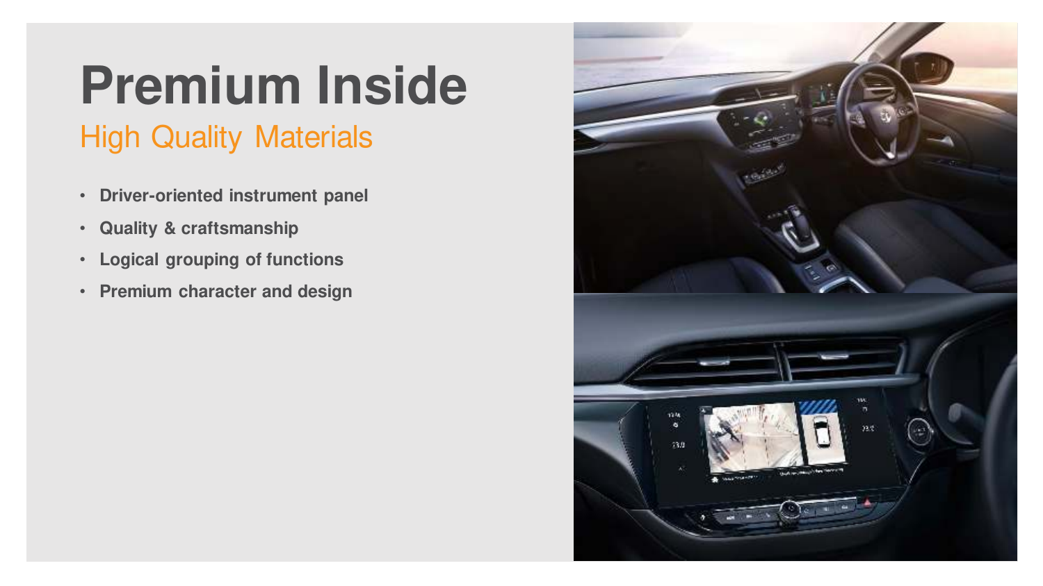# Premium Inside

## High Quality Materials

- **Driver-oriented instrument panel**
- **Quality & craftsmanship**
- **Logical grouping of functions**
- **Premium character and design**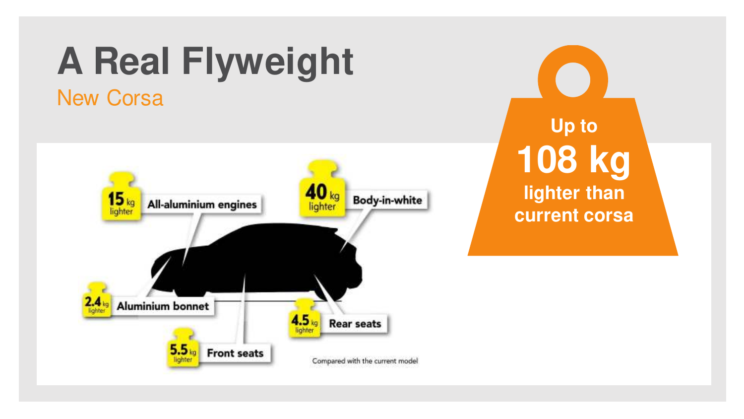# A Real Flyweight

New Corsa

15 kg lighter — All-aluminium engines

40 kg lighter — Body-in-white

2.4 kg lighter — Aluminium bonnet

5.5 kg lighter — Front seats

4.5 kg lighter — Rear seats

Compared with the current model

Up to **108 kg** lighter than current corsa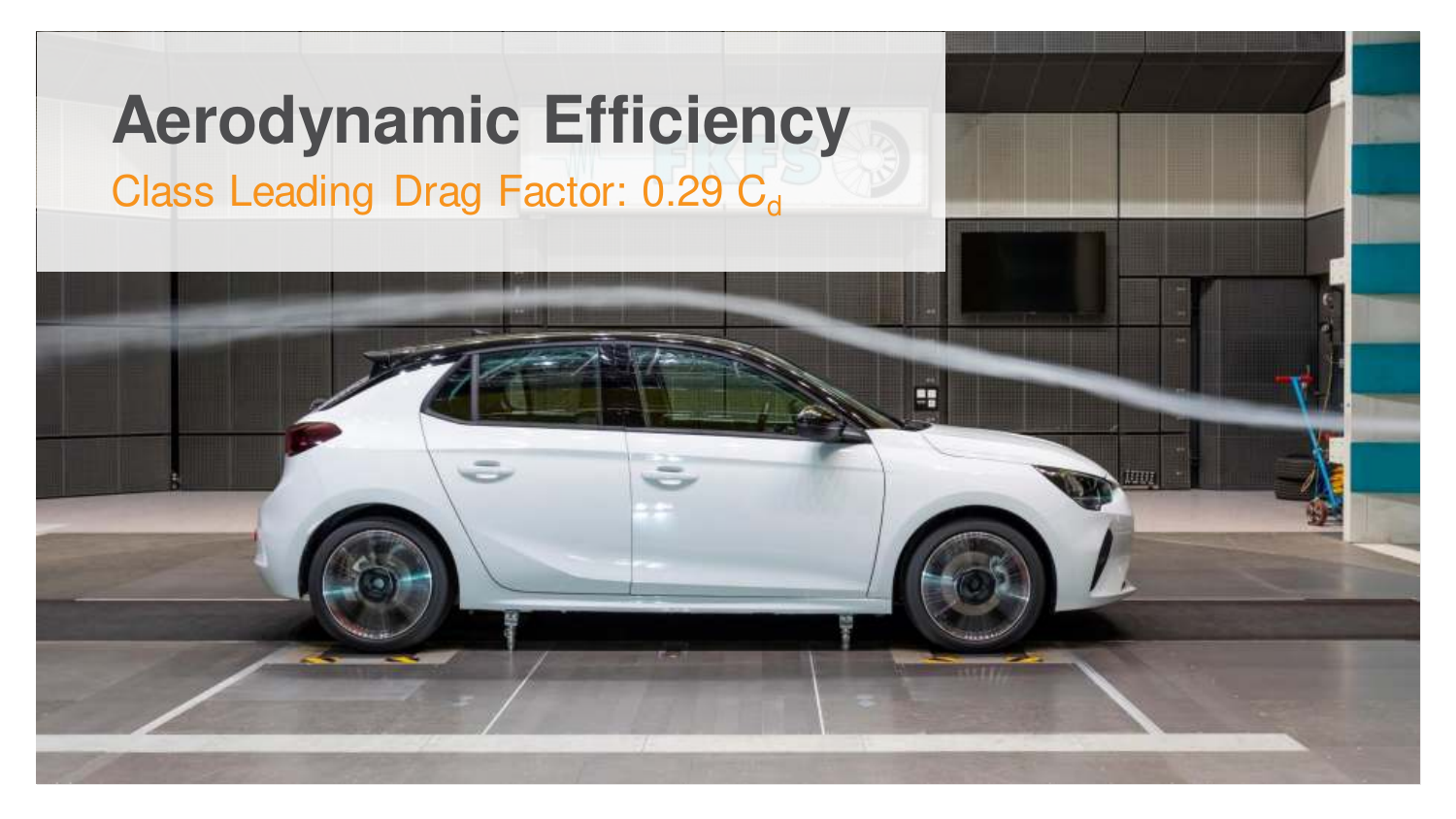# Aerodynamic Efficiency

Class Leading Drag Factor: 0.29 $C_d$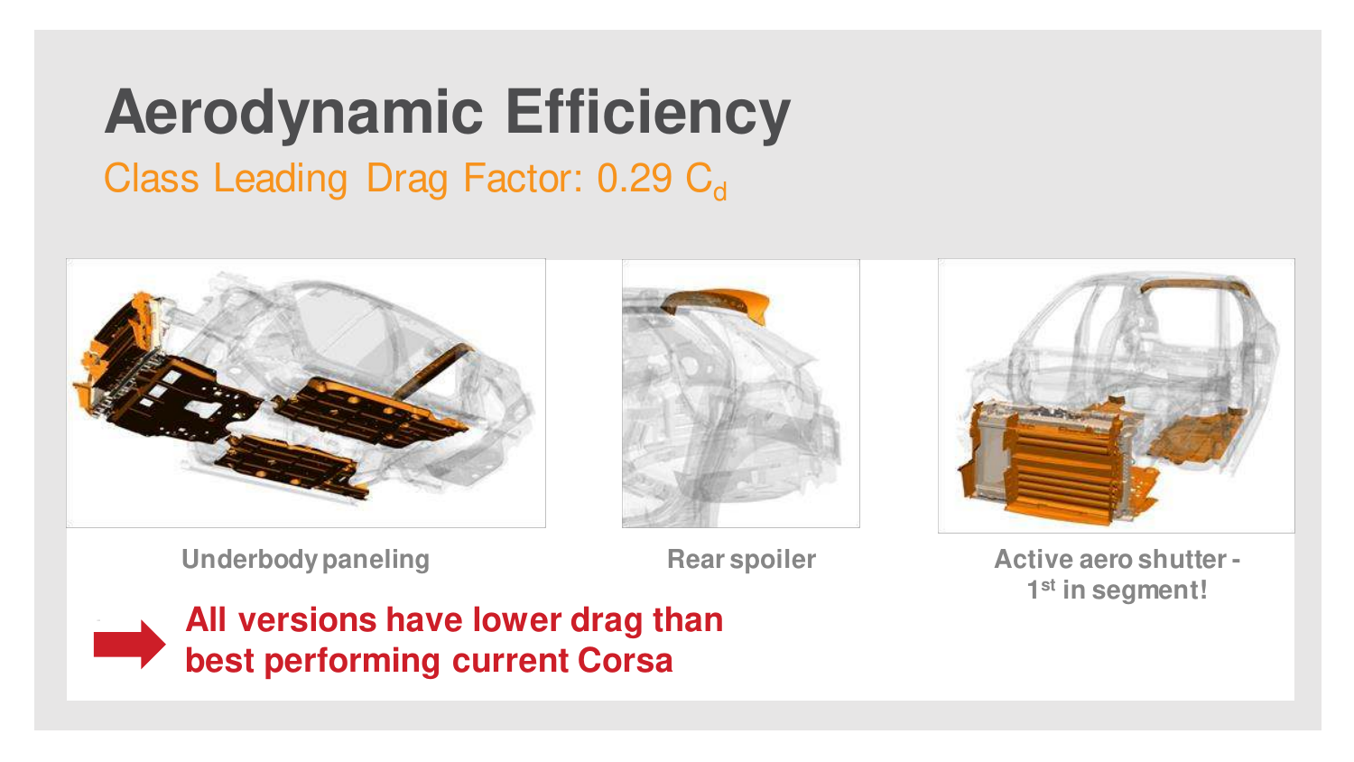# Aerodynamic Efficiency

## Class Leading Drag Factor: 0.29 $C_d$

**Underbody paneling**

**Rear spoiler**

**Active aero shutter - 1st in segment!**

**All versions have lower drag than best performing current Corsa**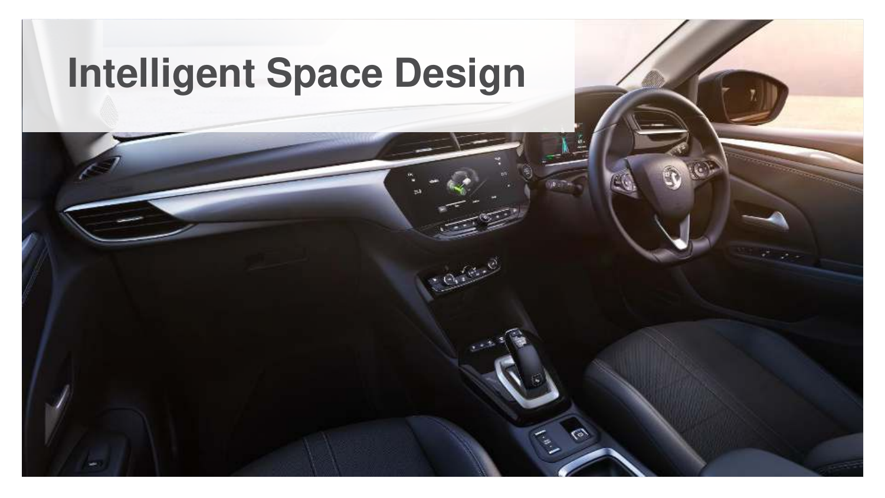# Intelligent Space Design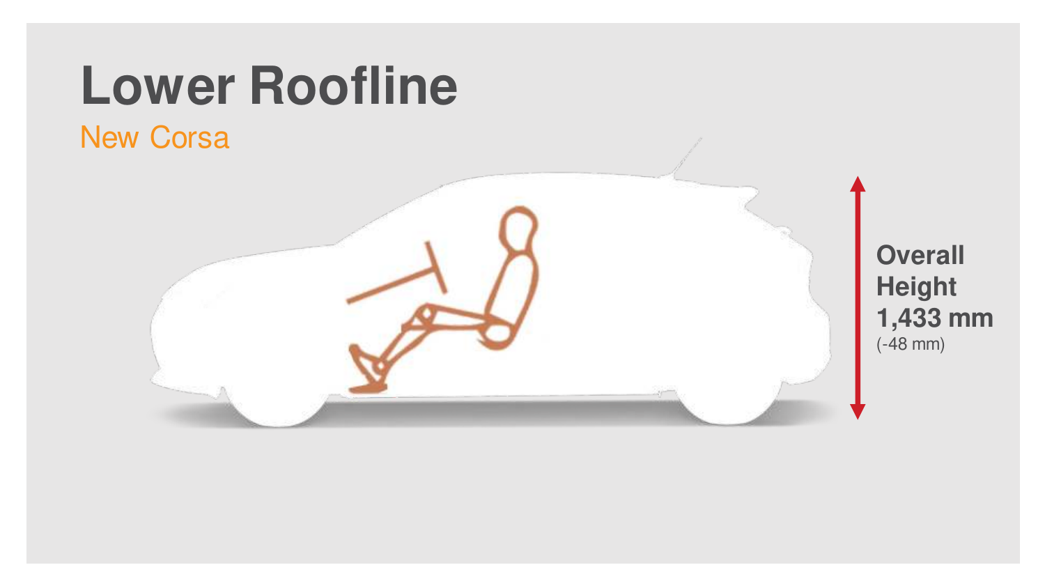# Lower Roofline

New Corsa

**Overall Height 1,433 mm**
(-48 mm)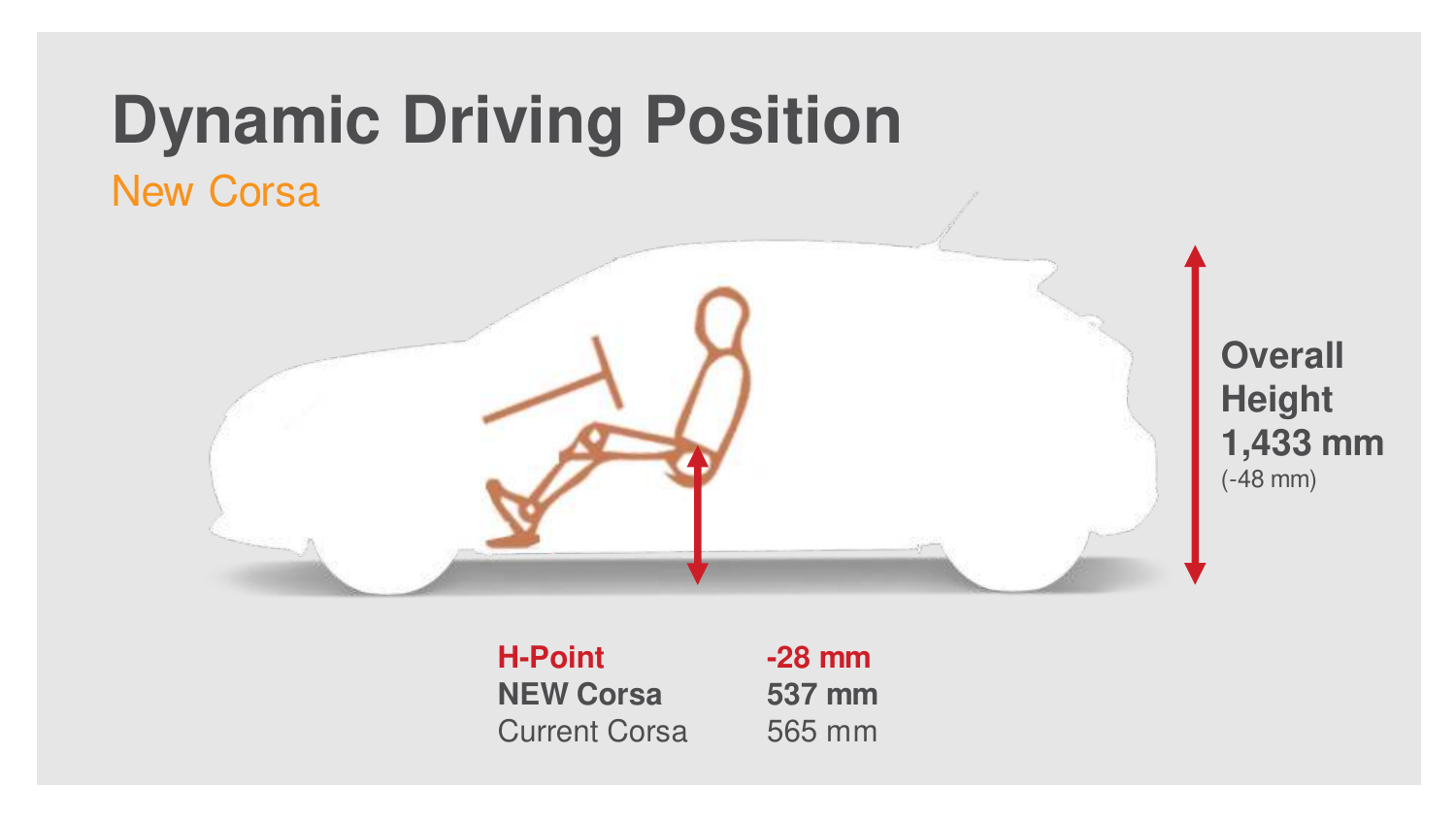# Dynamic Driving Position

## New Corsa

**Overall Height 1,433 mm**
(-48 mm)

| **H-Point** | **-28 mm** |
| --- | --- |
| **NEW Corsa** | **537 mm** |
| Current Corsa | 565 mm |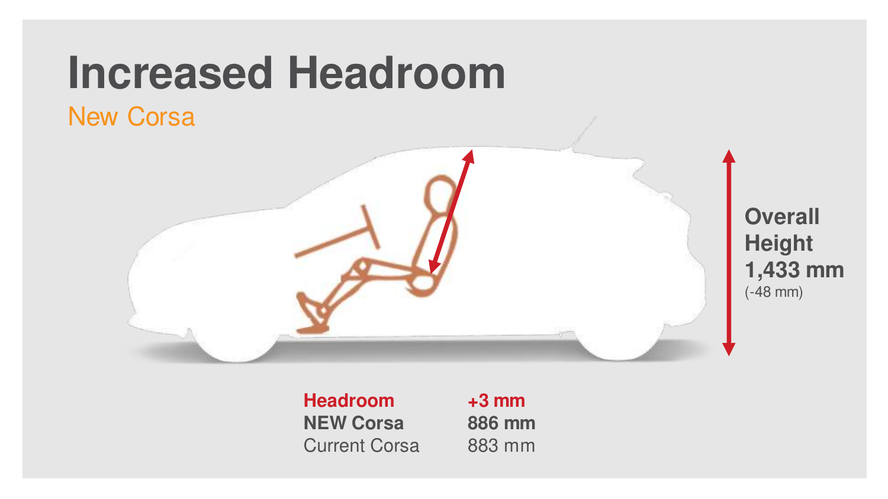# Increased Headroom

New Corsa

**Overall Height 1,433 mm**
(-48 mm)

| **Headroom** | **+3 mm** |
| --- | --- |
| **NEW Corsa** | **886 mm** |
| Current Corsa | 883 mm |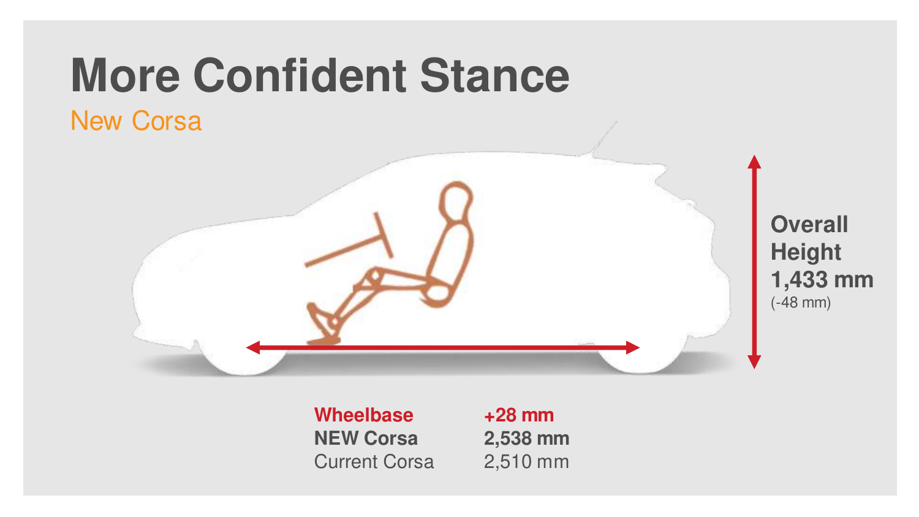# More Confident Stance

## New Corsa

**Overall Height**
**1,433 mm**
(-48 mm)

| **Wheelbase** | **+28 mm** |
|---|---|
| **NEW Corsa** | **2,538 mm** |
| Current Corsa | 2,510 mm |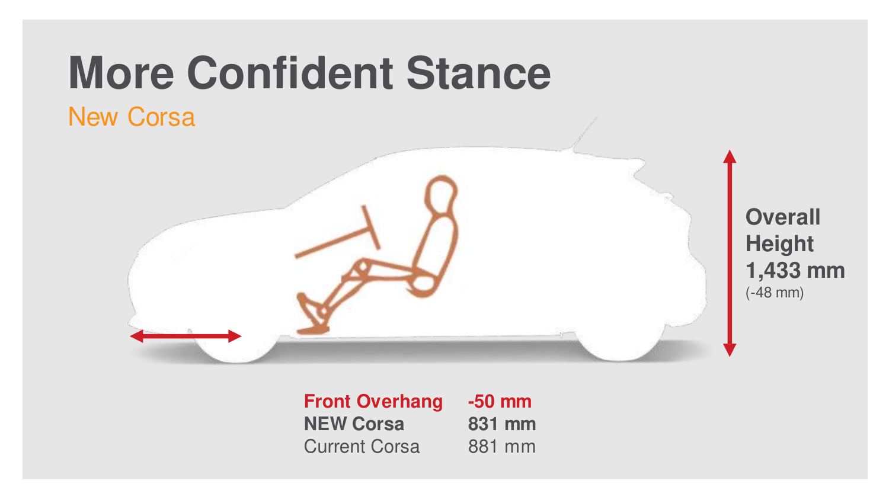# More Confident Stance

## New Corsa

**Overall Height 1,433 mm**
(-48 mm)

| | |
|---|---|
| **Front Overhang** | **-50 mm** |
| **NEW Corsa** | **831 mm** |
| Current Corsa | 881 mm |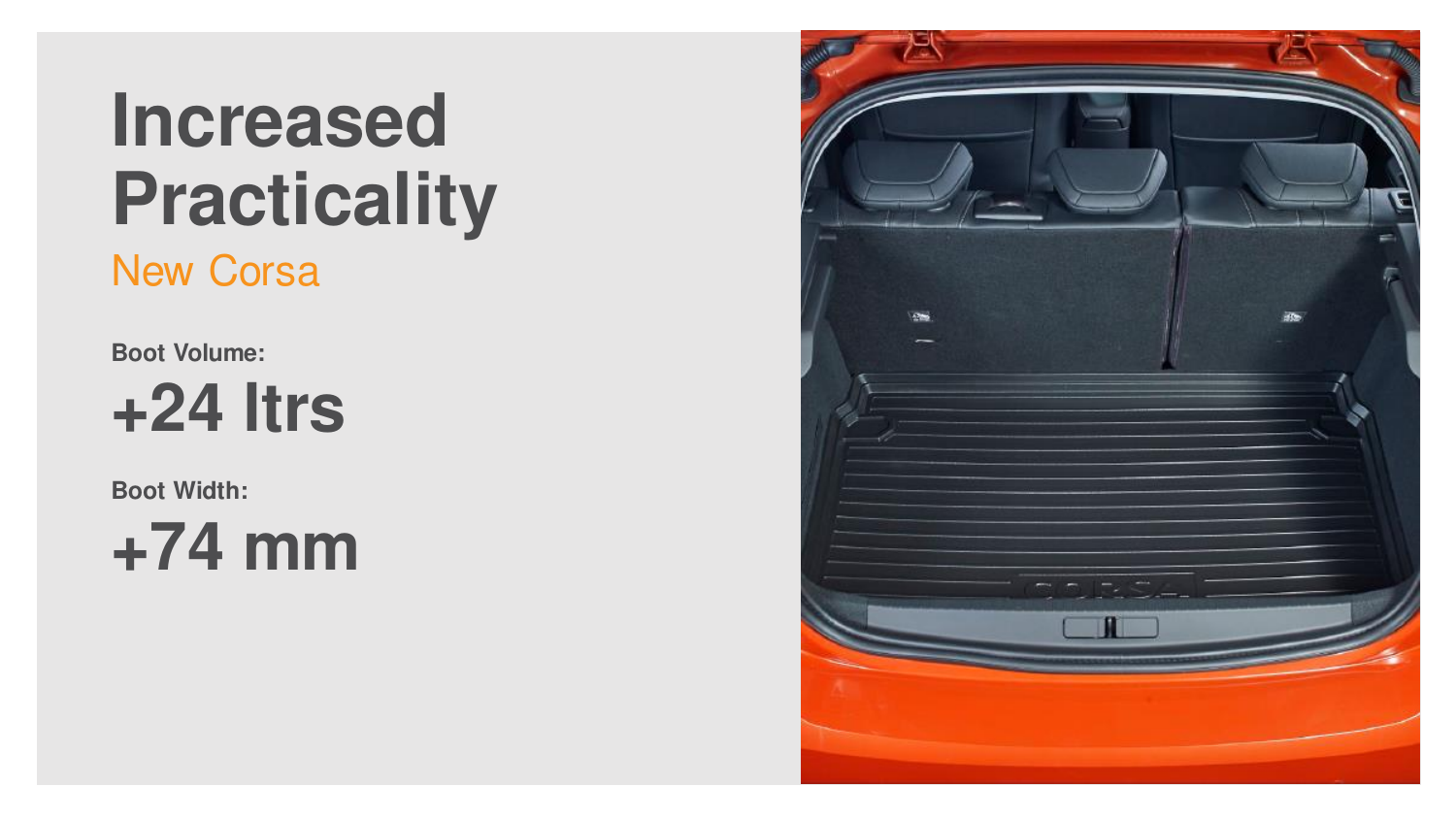# Increased Practicality

## New Corsa

**Boot Volume:**

# +24 ltrs

**Boot Width:**

# +74 mm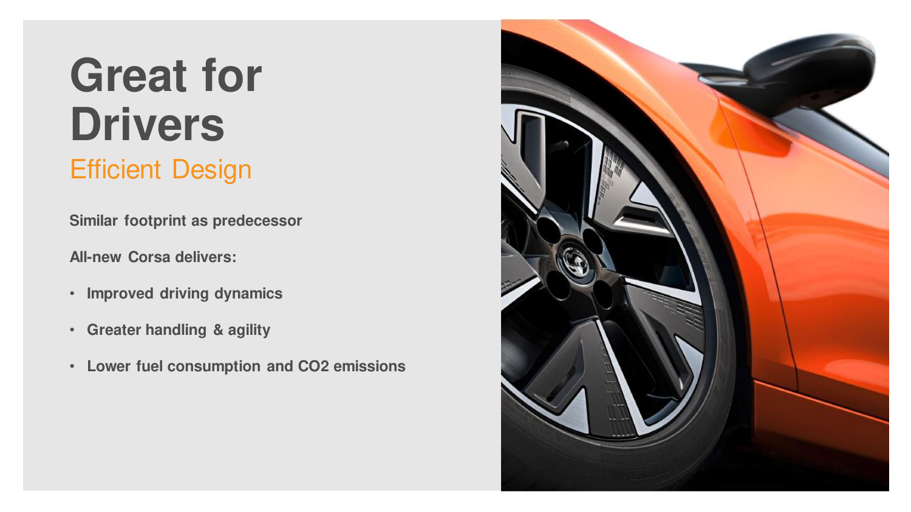# Great for Drivers

## Efficient Design

**Similar footprint as predecessor**

**All-new Corsa delivers:**

- **Improved driving dynamics**
- **Greater handling & agility**
- **Lower fuel consumption and $CO_2$ emissions**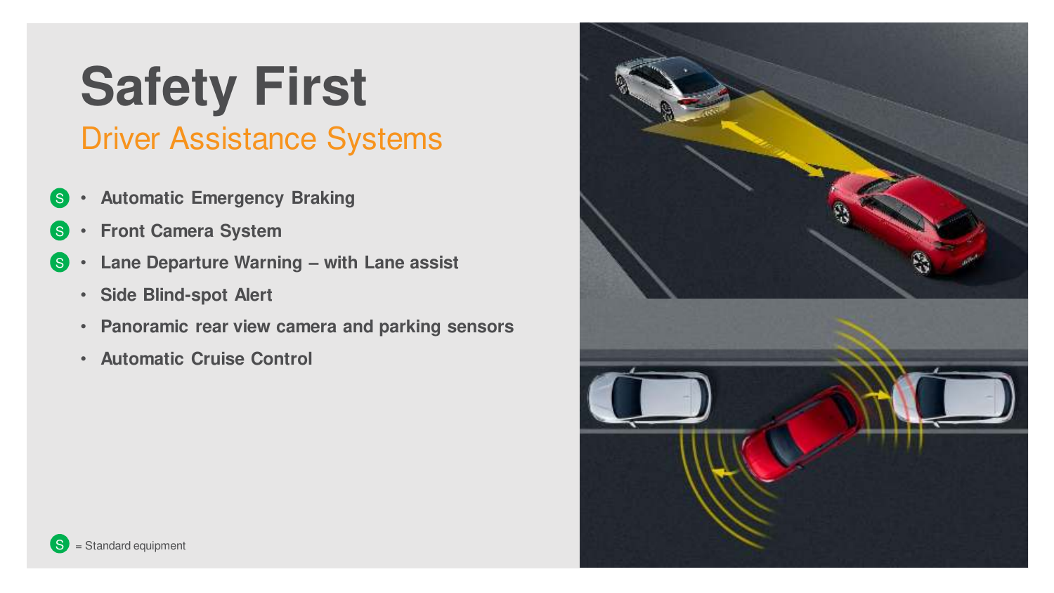# Safety First

## Driver Assistance Systems

- (S) **Automatic Emergency Braking**
- (S) **Front Camera System**
- (S) **Lane Departure Warning – with Lane assist**
- **Side Blind-spot Alert**
- **Panoramic rear view camera and parking sensors**
- **Automatic Cruise Control**

(S) = Standard equipment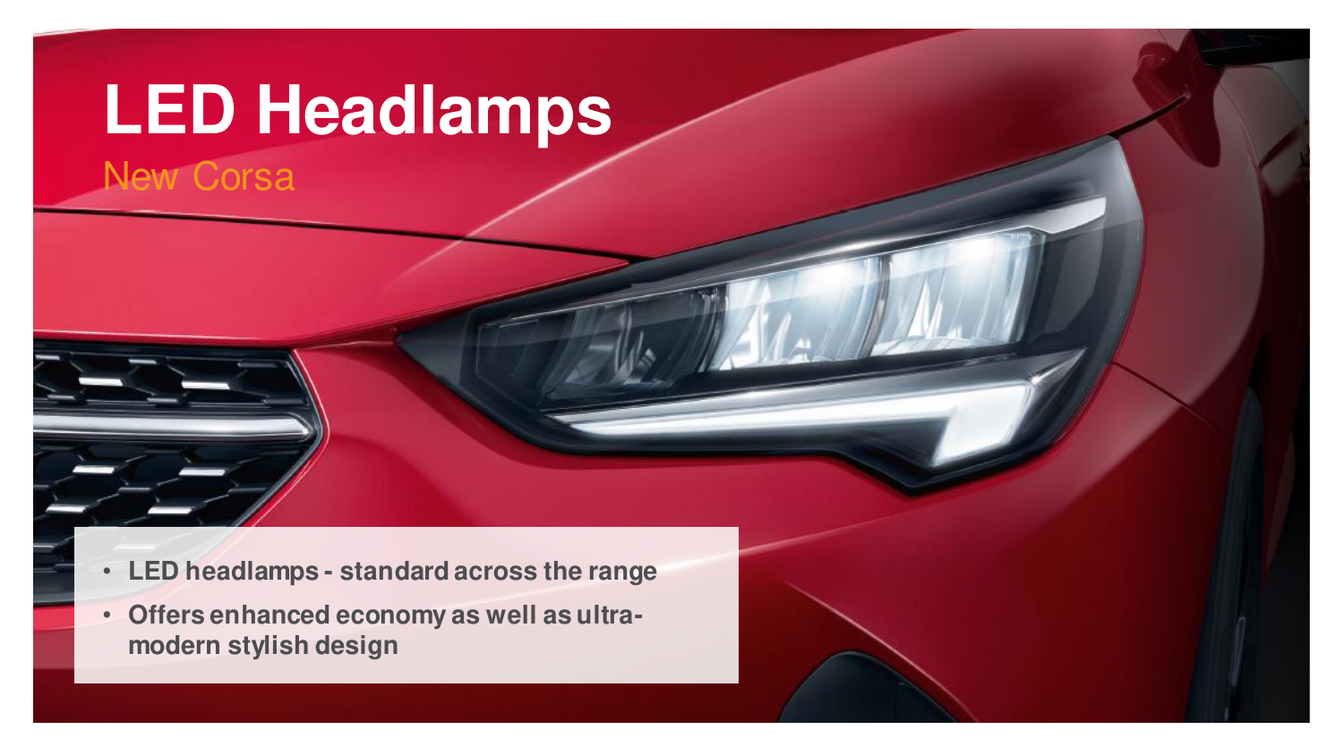# LED Headlamps

## New Corsa

- **LED headlamps - standard across the range**
- **Offers enhanced economy as well as ultra-modern stylish design**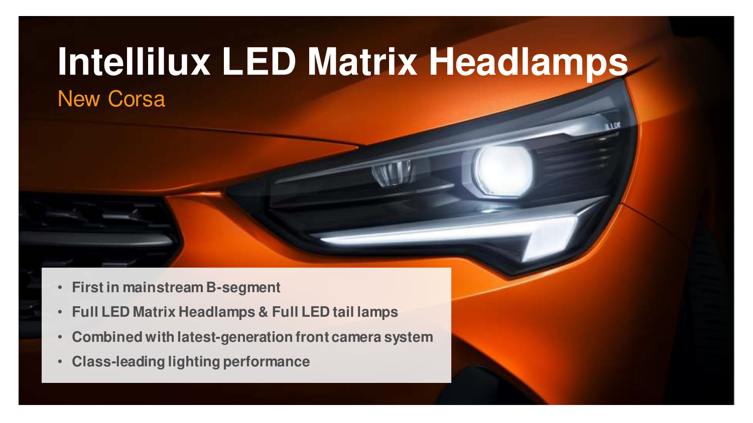# Intellilux LED Matrix Headlamps

## New Corsa

- **First in mainstream B-segment**
- **Full LED Matrix Headlamps & Full LED tail lamps**
- **Combined with latest-generation front camera system**
- **Class-leading lighting performance**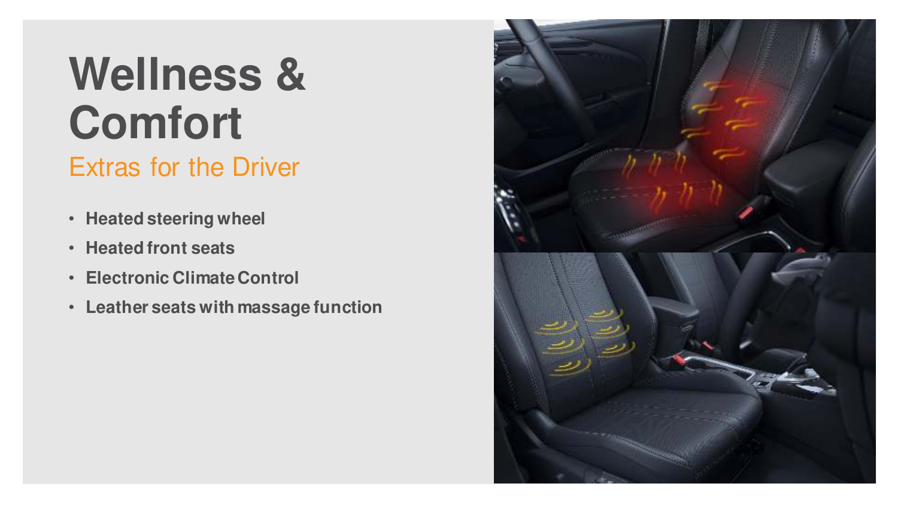# Wellness & Comfort

## Extras for the Driver

- **Heated steering wheel**
- **Heated front seats**
- **Electronic Climate Control**
- **Leather seats with massage function**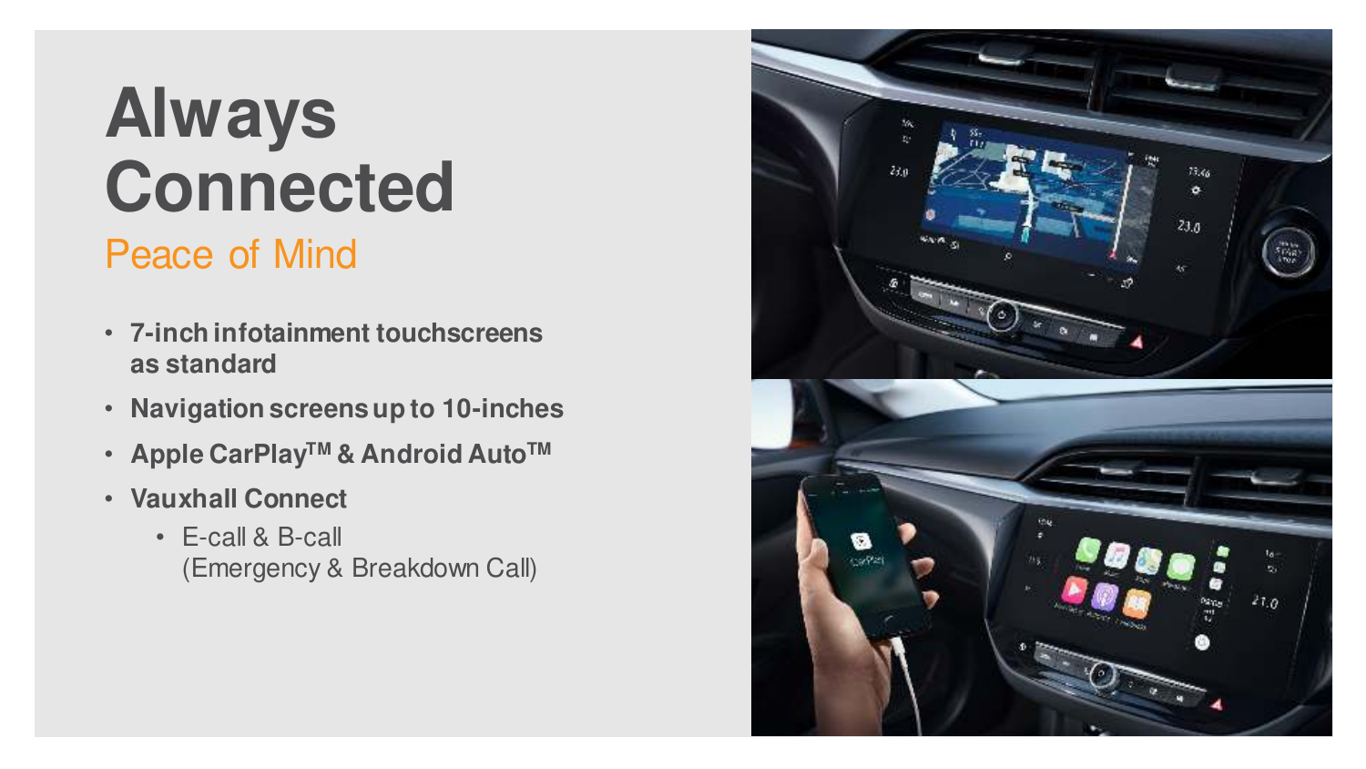# Always Connected

## Peace of Mind

- **7-inch infotainment touchscreens as standard**
- **Navigation screens up to 10-inches**
- **Apple CarPlay™ & Android Auto™**
- **Vauxhall Connect**
  - E-call & B-call (Emergency & Breakdown Call)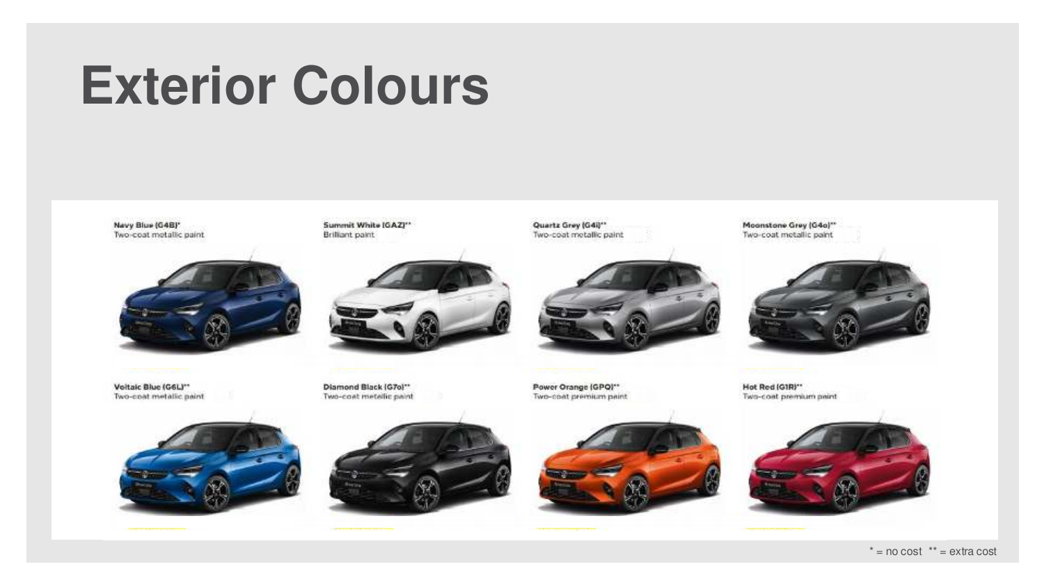# Exterior Colours

Navy Blue (G4B)*
Two-coat metallic paint

Summit White (GAZ)**
Brilliant paint

Quartz Grey (G4i)**
Two-coat metallic paint

Moonstone Grey (G4o)**
Two-coat metallic paint

Voltaic Blue (G6L)**
Two-coat metallic paint

Diamond Black (G7o)**
Two-coat metallic paint

Power Orange (GPQ)**
Two-coat premium paint

Hot Red (G1R)**
Two-coat premium paint

* = no cost ** = extra cost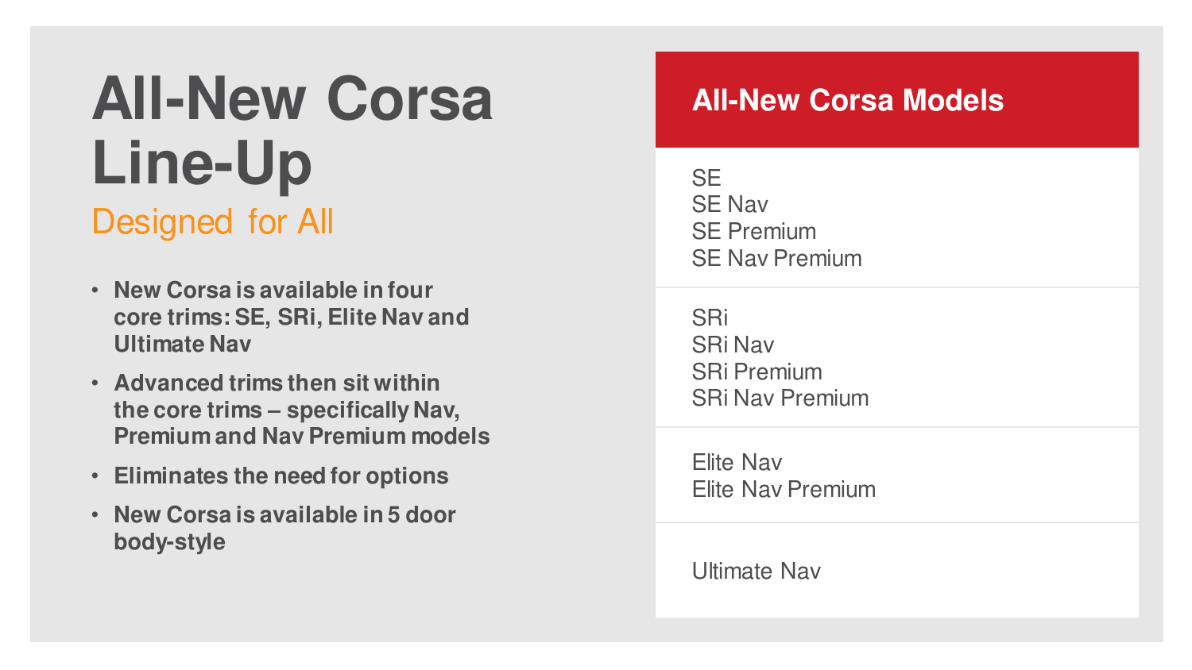# All-New Corsa Line-Up

## Designed for All

- **New Corsa is available in four core trims: SE, SRi, Elite Nav and Ultimate Nav**
- **Advanced trims then sit within the core trims – specifically Nav, Premium and Nav Premium models**
- **Eliminates the need for options**
- **New Corsa is available in 5 door body-style**

| All-New Corsa Models |
| --- |
| SE<br>SE Nav<br>SE Premium<br>SE Nav Premium |
| SRi<br>SRi Nav<br>SRi Premium<br>SRi Nav Premium |
| Elite Nav<br>Elite Nav Premium |
| Ultimate Nav |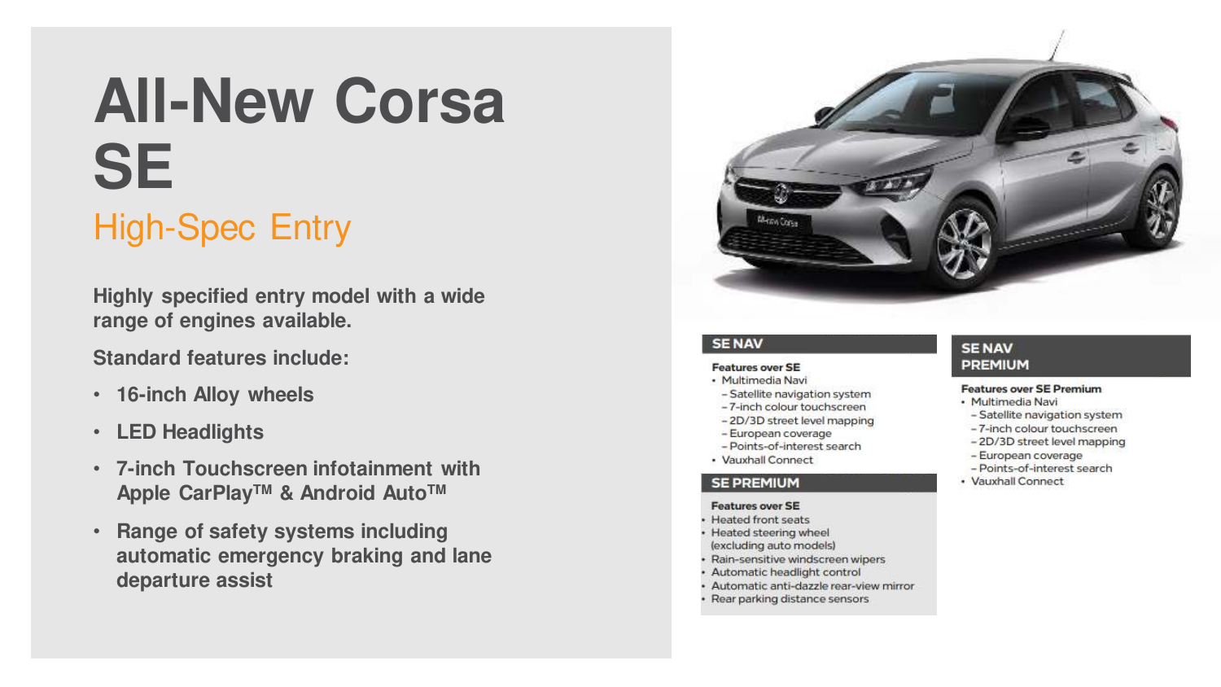# All-New Corsa SE

## High-Spec Entry

**Highly specified entry model with a wide range of engines available.**

**Standard features include:**

- **16-inch Alloy wheels**
- **LED Headlights**
- **7-inch Touchscreen infotainment with Apple CarPlay™ & Android Auto™**
- **Range of safety systems including automatic emergency braking and lane departure assist**

### SE NAV

**Features over SE**

- Multimedia Navi
  - Satellite navigation system
  - 7-inch colour touchscreen
  - 2D/3D street level mapping
  - European coverage
  - Points-of-interest search
- Vauxhall Connect

### SE PREMIUM

**Features over SE**

- Heated front seats
- Heated steering wheel (excluding auto models)
- Rain-sensitive windscreen wipers
- Automatic headlight control
- Automatic anti-dazzle rear-view mirror
- Rear parking distance sensors

### SE NAV PREMIUM

**Features over SE Premium**

- Multimedia Navi
  - Satellite navigation system
  - 7-inch colour touchscreen
  - 2D/3D street level mapping
  - European coverage
  - Points-of-interest search
- Vauxhall Connect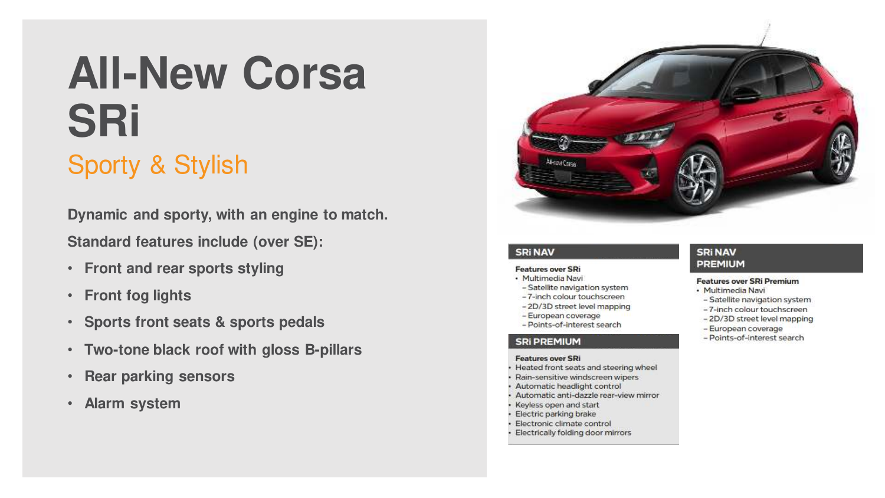# All-New Corsa SRi

## Sporty & Stylish

**Dynamic and sporty, with an engine to match.**

**Standard features include (over SE):**

- **Front and rear sports styling**
- **Front fog lights**
- **Sports front seats & sports pedals**
- **Two-tone black roof with gloss B-pillars**
- **Rear parking sensors**
- **Alarm system**

### SRi NAV

**Features over SRi**

- Multimedia Navi
  - Satellite navigation system
  - 7-inch colour touchscreen
  - 2D/3D street level mapping
  - European coverage
  - Points-of-interest search

### SRi PREMIUM

**Features over SRi**

- Heated front seats and steering wheel
- Rain-sensitive windscreen wipers
- Automatic headlight control
- Automatic anti-dazzle rear-view mirror
- Keyless open and start
- Electric parking brake
- Electronic climate control
- Electrically folding door mirrors

### SRi NAV PREMIUM

**Features over SRi Premium**

- Multimedia Navi
  - Satellite navigation system
  - 7-inch colour touchscreen
  - 2D/3D street level mapping
  - European coverage
  - Points-of-interest search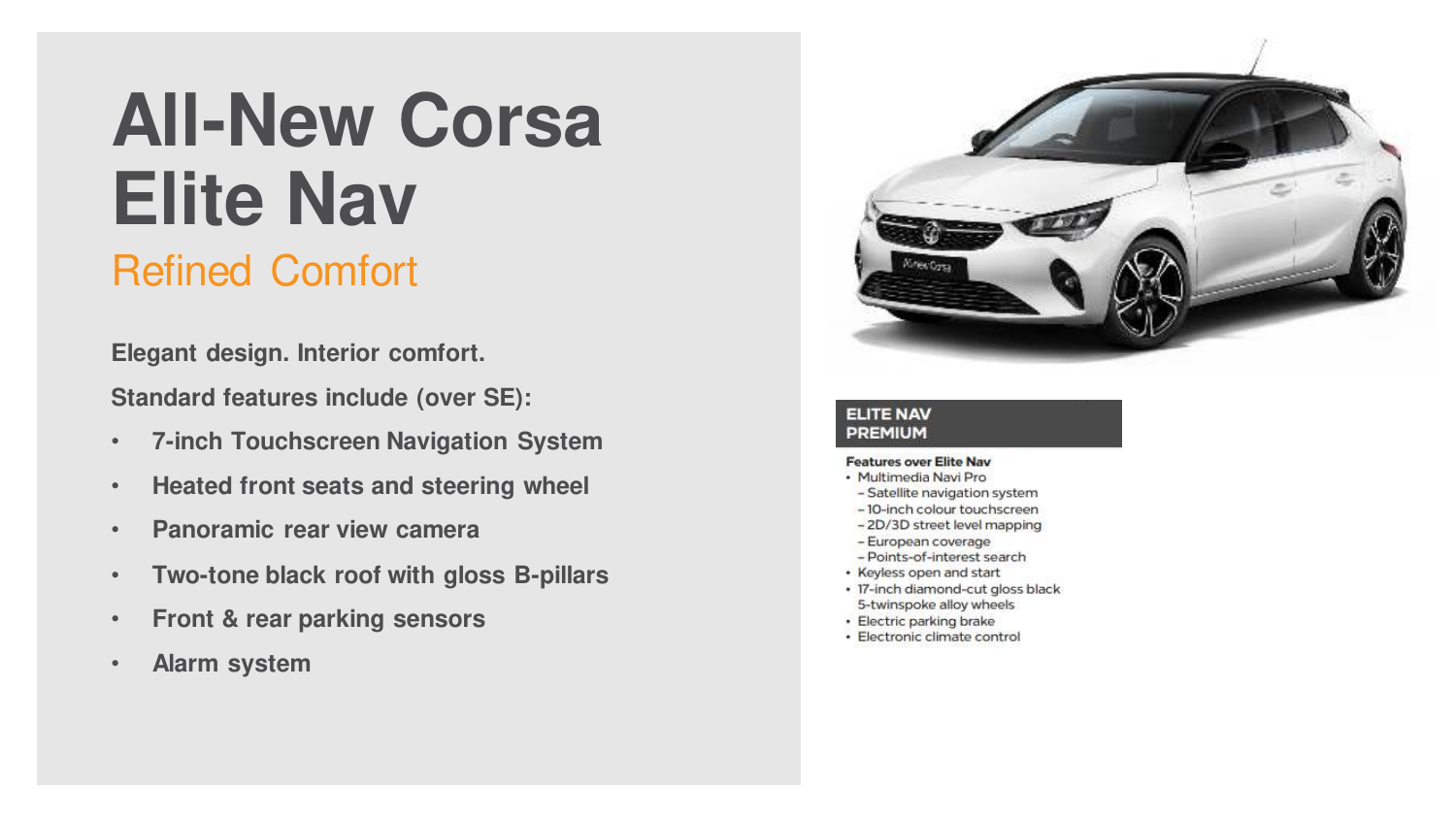# All-New Corsa Elite Nav

## Refined Comfort

**Elegant design. Interior comfort.**

**Standard features include (over SE):**

- **7-inch Touchscreen Navigation System**
- **Heated front seats and steering wheel**
- **Panoramic rear view camera**
- **Two-tone black roof with gloss B-pillars**
- **Front & rear parking sensors**
- **Alarm system**

### ELITE NAV PREMIUM

**Features over Elite Nav**

- Multimedia Navi Pro
  - Satellite navigation system
  - 10-inch colour touchscreen
  - 2D/3D street level mapping
  - European coverage
  - Points-of-interest search
- Keyless open and start
- 17-inch diamond-cut gloss black 5-twinspoke alloy wheels
- Electric parking brake
- Electronic climate control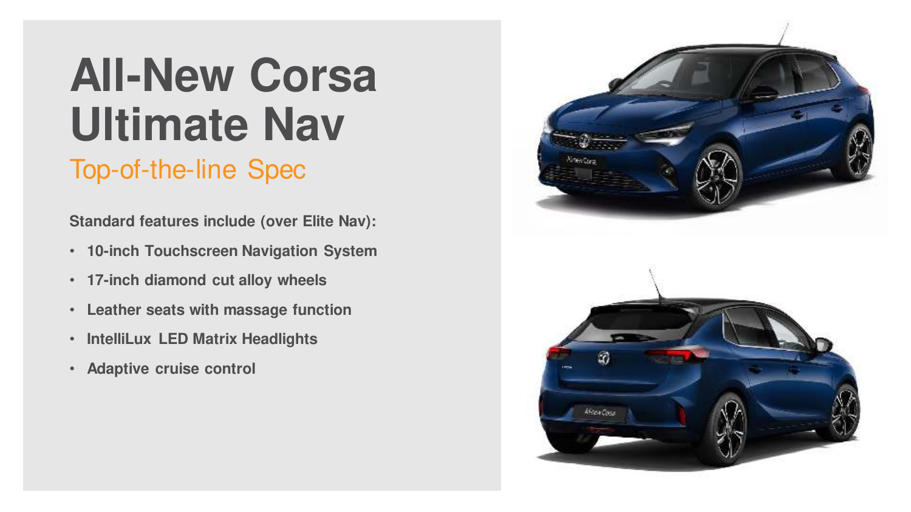# All-New Corsa Ultimate Nav

## Top-of-the-line Spec

**Standard features include (over Elite Nav):**

- **10-inch Touchscreen Navigation System**
- **17-inch diamond cut alloy wheels**
- **Leather seats with massage function**
- **IntelliLux LED Matrix Headlights**
- **Adaptive cruise control**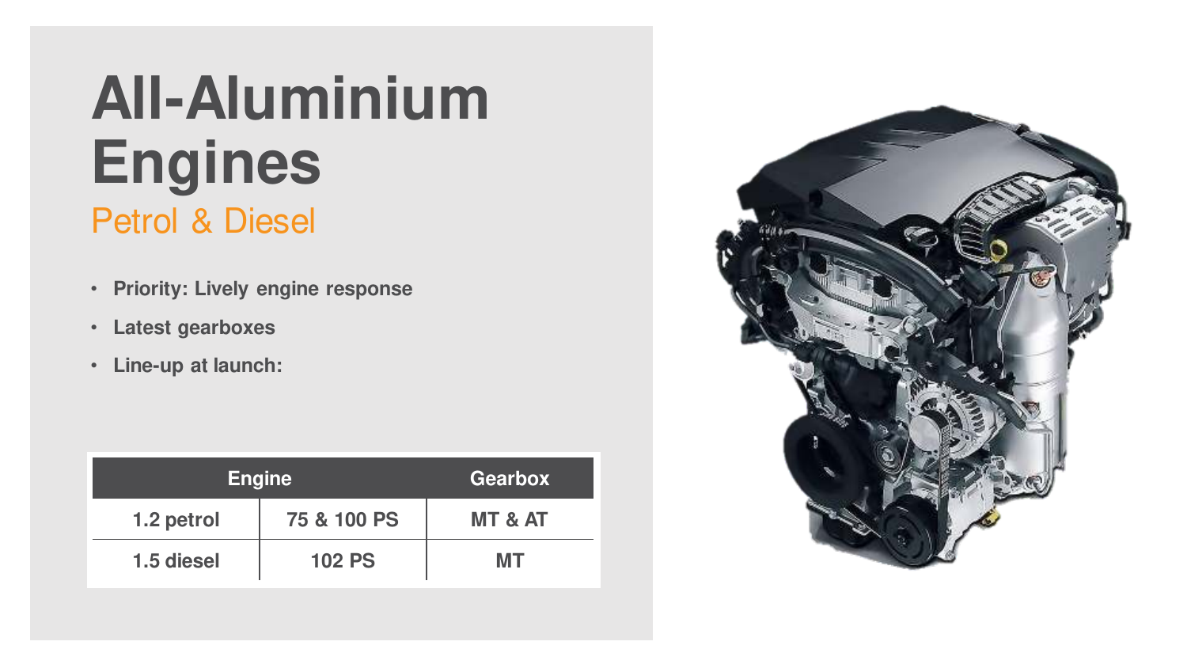# All-Aluminium Engines

## Petrol & Diesel

- **Priority: Lively engine response**
- **Latest gearboxes**
- **Line-up at launch:**

| Engine | | Gearbox |
|---|---|---|
| 1.2 petrol | 75 & 100 PS | MT & AT |
| 1.5 diesel | 102 PS | MT |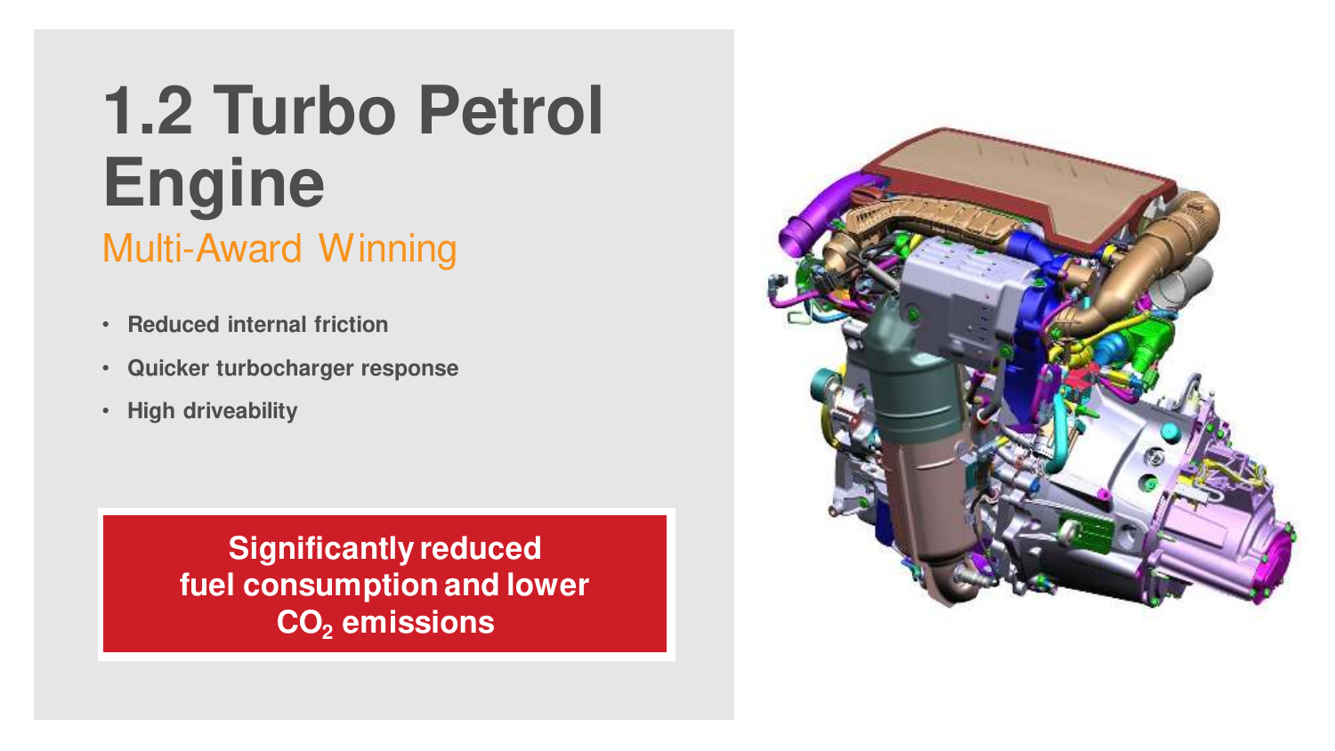# 1.2 Turbo Petrol Engine

## Multi-Award Winning

- **Reduced internal friction**
- **Quicker turbocharger response**
- **High driveability**

**Significantly reduced fuel consumption and lower $CO_2$ emissions**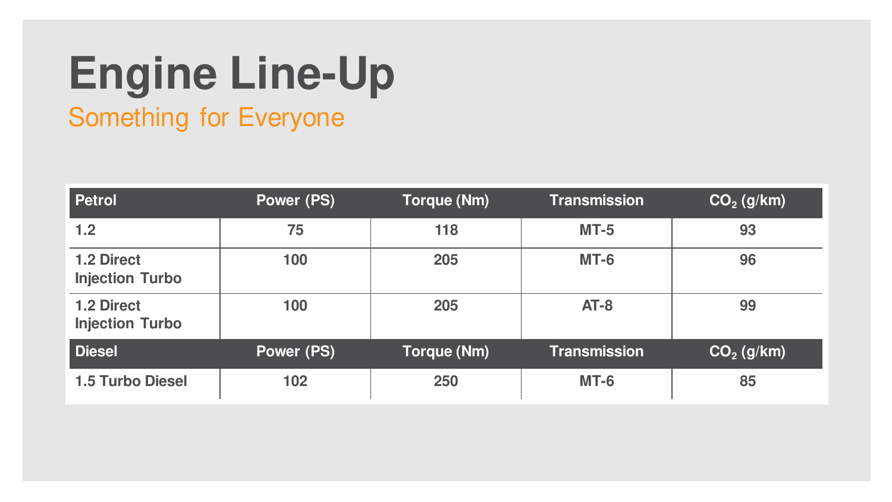# Engine Line-Up

## Something for Everyone

| Petrol | Power (PS) | Torque (Nm) | Transmission | $CO_2$ (g/km) |
|---|---|---|---|---|
| 1.2 | 75 | 118 | MT-5 | 93 |
| 1.2 Direct Injection Turbo | 100 | 205 | MT-6 | 96 |
| 1.2 Direct Injection Turbo | 100 | 205 | AT-8 | 99 |
| **Diesel** | **Power (PS)** | **Torque (Nm)** | **Transmission** | **$CO_2$ (g/km)** |
| 1.5 Turbo Diesel | 102 | 250 | MT-6 | 85 |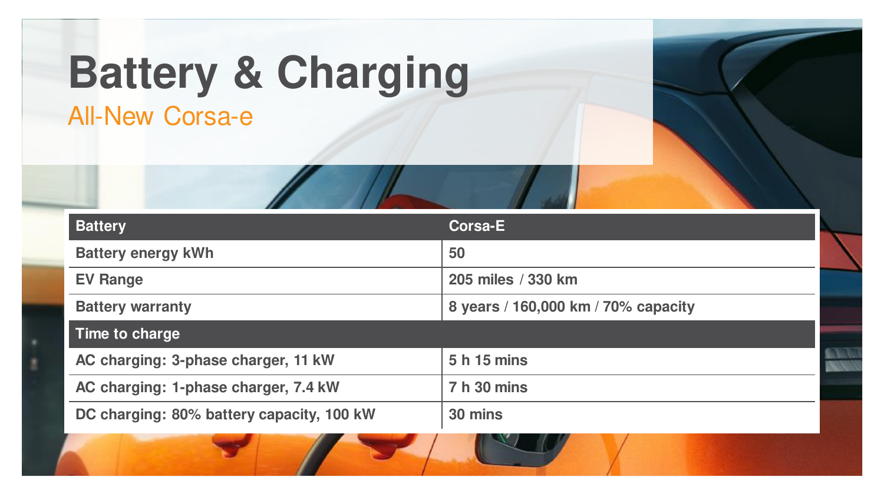# Battery & Charging

## All-New Corsa-e

| Battery | Corsa-E |
|---|---|
| Battery energy kWh | 50 |
| EV Range | 205 miles / 330 km |
| Battery warranty | 8 years / 160,000 km / 70% capacity |
| **Time to charge** | |
| AC charging: 3-phase charger, 11 kW | 5 h 15 mins |
| AC charging: 1-phase charger, 7.4 kW | 7 h 30 mins |
| DC charging: 80% battery capacity, 100 kW | 30 mins |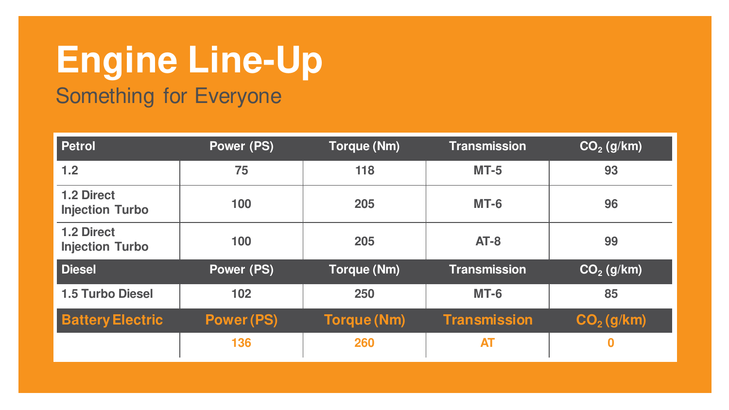# Engine Line-Up

## Something for Everyone

| Petrol | Power (PS) | Torque (Nm) | Transmission | $CO_2$ (g/km) |
|---|---|---|---|---|
| 1.2 | 75 | 118 | MT-5 | 93 |
| 1.2 Direct Injection Turbo | 100 | 205 | MT-6 | 96 |
| 1.2 Direct Injection Turbo | 100 | 205 | AT-8 | 99 |
| **Diesel** | **Power (PS)** | **Torque (Nm)** | **Transmission** | **$CO_2$ (g/km)** |
| 1.5 Turbo Diesel | 102 | 250 | MT-6 | 85 |
| **Battery Electric** | **Power (PS)** | **Torque (Nm)** | **Transmission** | **$CO_2$ (g/km)** |
| | 136 | 260 | AT | 0 |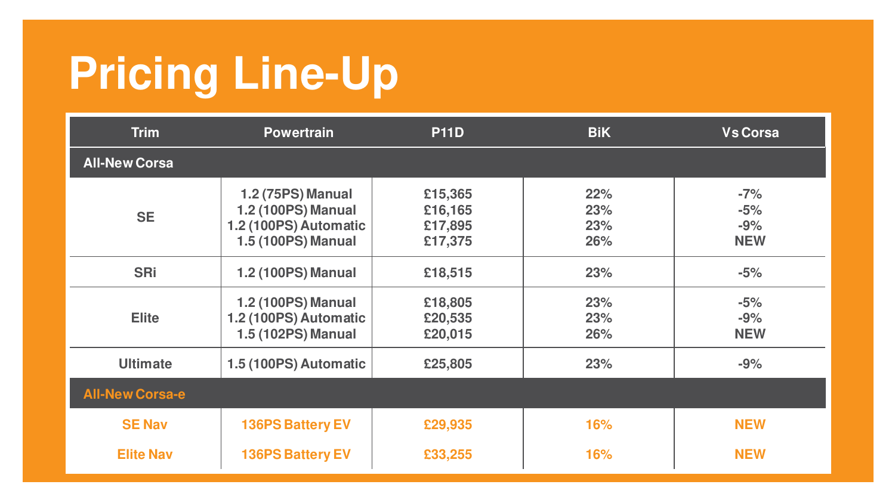# Pricing Line-Up

| Trim | Powertrain | P11D | BiK | Vs Corsa |
| --- | --- | --- | --- | --- |
| **All-New Corsa** | | | | |
| SE | 1.2 (75PS) Manual | £15,365 | 22% | -7% |
| | 1.2 (100PS) Manual | £16,165 | 23% | -5% |
| | 1.2 (100PS) Automatic | £17,895 | 23% | -9% |
| | 1.5 (100PS) Manual | £17,375 | 26% | NEW |
| SRi | 1.2 (100PS) Manual | £18,515 | 23% | -5% |
| Elite | 1.2 (100PS) Manual | £18,805 | 23% | -5% |
| | 1.2 (100PS) Automatic | £20,535 | 23% | -9% |
| | 1.5 (102PS) Manual | £20,015 | 26% | NEW |
| Ultimate | 1.5 (100PS) Automatic | £25,805 | 23% | -9% |
| **All-New Corsa-e** | | | | |
| SE Nav | 136PS Battery EV | £29,935 | 16% | NEW |
| Elite Nav | 136PS Battery EV | £33,255 | 16% | NEW |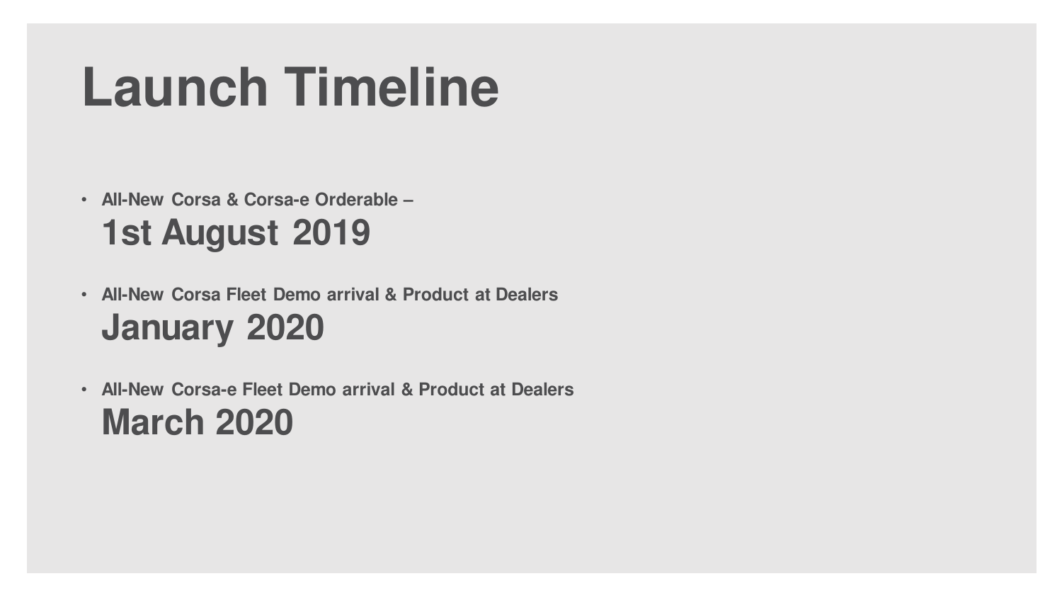# Launch Timeline

- **All-New Corsa & Corsa-e Orderable –**
  **1st August 2019**
- **All-New Corsa Fleet Demo arrival & Product at Dealers**
  **January 2020**
- **All-New Corsa-e Fleet Demo arrival & Product at Dealers**
  **March 2020**